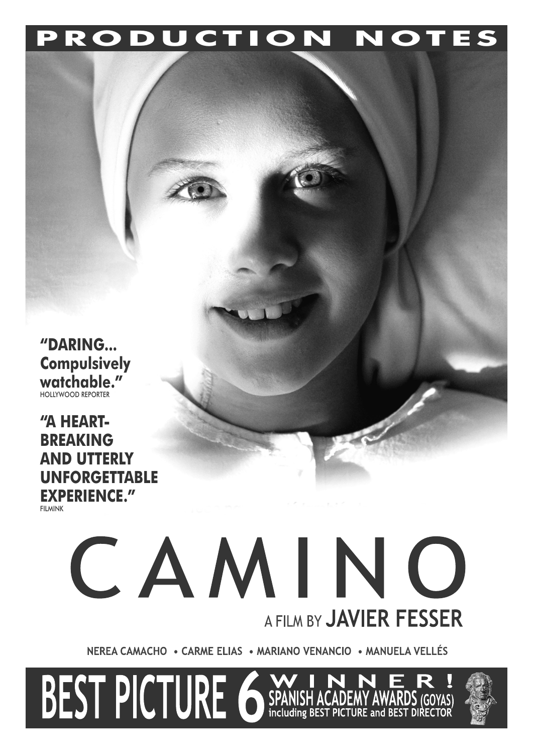# PRODUCTION NOTES

**"DARING... Compulsively watchable."**
HOLLYWOOD REPORTER

**"A HEART-BREAKING AND UTTERLY UNFORGETTABLE EXPERIENCE."**
FILMINK

# CAMINO

A FILM BY **JAVIER FESSER**

NEREA CAMACHO • CARME ELIAS • MARIANO VENANCIO • MANUELA VELLÉS

**BEST PICTURE 6 WINNER! SPANISH ACADEMY AWARDS (GOYAS) including BEST PICTURE and BEST DIRECTOR**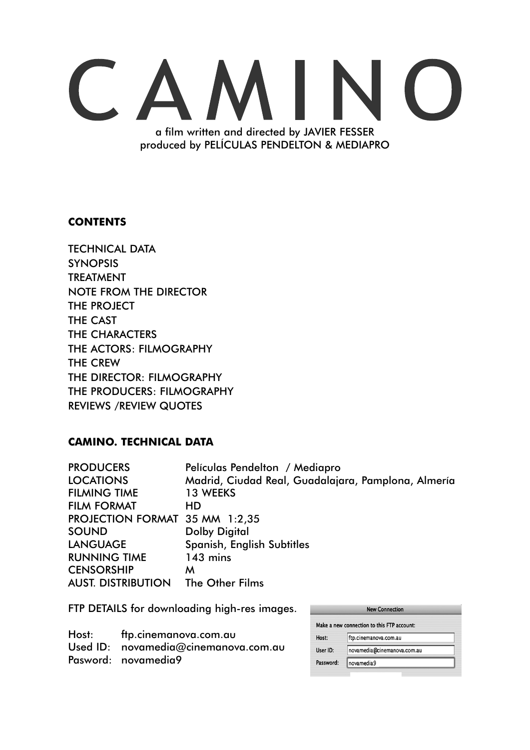# CAMINO

a film written and directed by JAVIER FESSER
produced by PELÍCULAS PENDELTON & MEDIAPRO

**CONTENTS**

TECHNICAL DATA
SYNOPSIS
TREATMENT
NOTE FROM THE DIRECTOR
THE PROJECT
THE CAST
THE CHARACTERS
THE ACTORS: FILMOGRAPHY
THE CREW
THE DIRECTOR: FILMOGRAPHY
THE PRODUCERS: FILMOGRAPHY
REVIEWS /REVIEW QUOTES

**CAMINO. TECHNICAL DATA**

| | |
|---|---|
| PRODUCERS | Películas Pendelton / Mediapro |
| LOCATIONS | Madrid, Ciudad Real, Guadalajara, Pamplona, Almería |
| FILMING TIME | 13 WEEKS |
| FILM FORMAT | HD |
| PROJECTION FORMAT | 35 MM 1:2,35 |
| SOUND | Dolby Digital |
| LANGUAGE | Spanish, English Subtitles |
| RUNNING TIME | 143 mins |
| CENSORSHIP | M |
| AUST. DISTRIBUTION | The Other Films |

FTP DETAILS for downloading high-res images.

Host: ftp.cinemanova.com.au
Used ID: novamedia@cinemanova.com.au
Pasword: novamedia9

New Connection

Make a new connection to this FTP account:

Host: ftp.cinemanova.com.au
User ID: novamedia@cinemanova.com.au
Password: novamedia9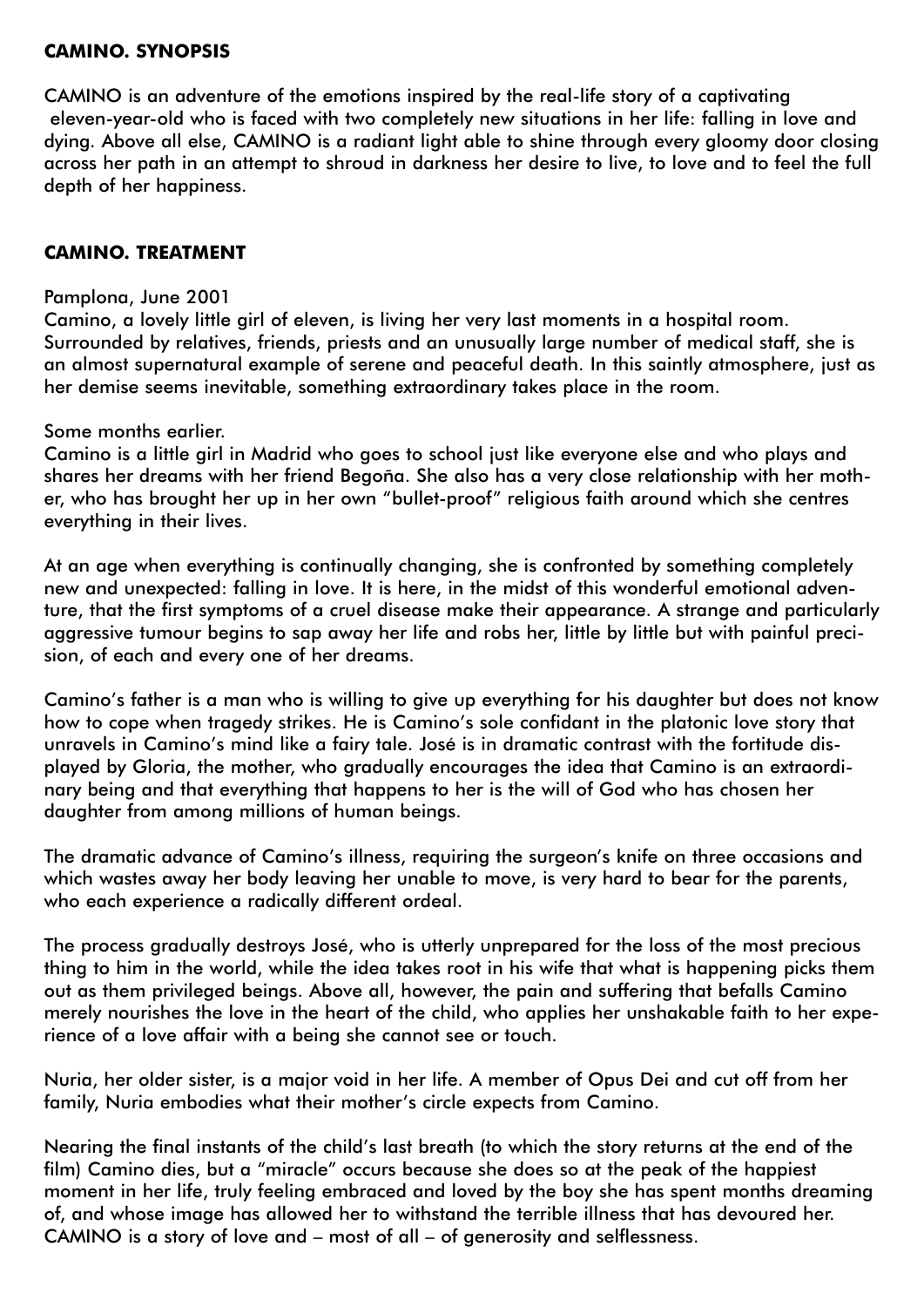## CAMINO. SYNOPSIS

CAMINO is an adventure of the emotions inspired by the real-life story of a captivating eleven-year-old who is faced with two completely new situations in her life: falling in love and dying. Above all else, CAMINO is a radiant light able to shine through every gloomy door closing across her path in an attempt to shroud in darkness her desire to live, to love and to feel the full depth of her happiness.

## CAMINO. TREATMENT

Pamplona, June 2001

Camino, a lovely little girl of eleven, is living her very last moments in a hospital room. Surrounded by relatives, friends, priests and an unusually large number of medical staff, she is an almost supernatural example of serene and peaceful death. In this saintly atmosphere, just as her demise seems inevitable, something extraordinary takes place in the room.

Some months earlier.

Camino is a little girl in Madrid who goes to school just like everyone else and who plays and shares her dreams with her friend Begoña. She also has a very close relationship with her mother, who has brought her up in her own "bullet-proof" religious faith around which she centres everything in their lives.

At an age when everything is continually changing, she is confronted by something completely new and unexpected: falling in love. It is here, in the midst of this wonderful emotional adventure, that the first symptoms of a cruel disease make their appearance. A strange and particularly aggressive tumour begins to sap away her life and robs her, little by little but with painful precision, of each and every one of her dreams.

Camino's father is a man who is willing to give up everything for his daughter but does not know how to cope when tragedy strikes. He is Camino's sole confidant in the platonic love story that unravels in Camino's mind like a fairy tale. José is in dramatic contrast with the fortitude displayed by Gloria, the mother, who gradually encourages the idea that Camino is an extraordinary being and that everything that happens to her is the will of God who has chosen her daughter from among millions of human beings.

The dramatic advance of Camino's illness, requiring the surgeon's knife on three occasions and which wastes away her body leaving her unable to move, is very hard to bear for the parents, who each experience a radically different ordeal.

The process gradually destroys José, who is utterly unprepared for the loss of the most precious thing to him in the world, while the idea takes root in his wife that what is happening picks them out as them privileged beings. Above all, however, the pain and suffering that befalls Camino merely nourishes the love in the heart of the child, who applies her unshakable faith to her experience of a love affair with a being she cannot see or touch.

Nuria, her older sister, is a major void in her life. A member of Opus Dei and cut off from her family, Nuria embodies what their mother's circle expects from Camino.

Nearing the final instants of the child's last breath (to which the story returns at the end of the film) Camino dies, but a "miracle" occurs because she does so at the peak of the happiest moment in her life, truly feeling embraced and loved by the boy she has spent months dreaming of, and whose image has allowed her to withstand the terrible illness that has devoured her. CAMINO is a story of love and – most of all – of generosity and selflessness.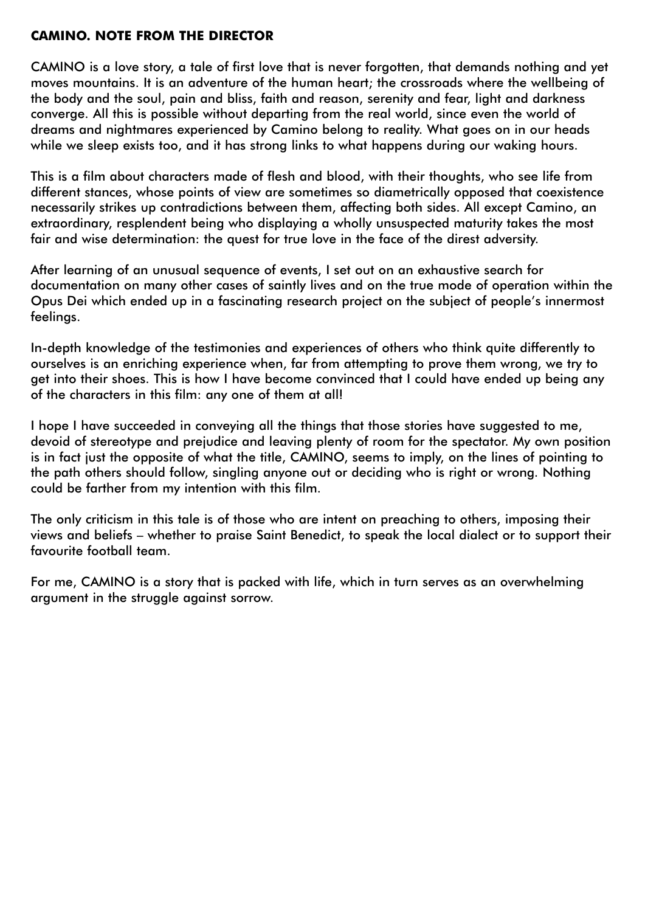## CAMINO. NOTE FROM THE DIRECTOR

CAMINO is a love story, a tale of first love that is never forgotten, that demands nothing and yet moves mountains. It is an adventure of the human heart; the crossroads where the wellbeing of the body and the soul, pain and bliss, faith and reason, serenity and fear, light and darkness converge. All this is possible without departing from the real world, since even the world of dreams and nightmares experienced by Camino belong to reality. What goes on in our heads while we sleep exists too, and it has strong links to what happens during our waking hours.

This is a film about characters made of flesh and blood, with their thoughts, who see life from different stances, whose points of view are sometimes so diametrically opposed that coexistence necessarily strikes up contradictions between them, affecting both sides. All except Camino, an extraordinary, resplendent being who displaying a wholly unsuspected maturity takes the most fair and wise determination: the quest for true love in the face of the direst adversity.

After learning of an unusual sequence of events, I set out on an exhaustive search for documentation on many other cases of saintly lives and on the true mode of operation within the Opus Dei which ended up in a fascinating research project on the subject of people's innermost feelings.

In-depth knowledge of the testimonies and experiences of others who think quite differently to ourselves is an enriching experience when, far from attempting to prove them wrong, we try to get into their shoes. This is how I have become convinced that I could have ended up being any of the characters in this film: any one of them at all!

I hope I have succeeded in conveying all the things that those stories have suggested to me, devoid of stereotype and prejudice and leaving plenty of room for the spectator. My own position is in fact just the opposite of what the title, CAMINO, seems to imply, on the lines of pointing to the path others should follow, singling anyone out or deciding who is right or wrong. Nothing could be farther from my intention with this film.

The only criticism in this tale is of those who are intent on preaching to others, imposing their views and beliefs – whether to praise Saint Benedict, to speak the local dialect or to support their favourite football team.

For me, CAMINO is a story that is packed with life, which in turn serves as an overwhelming argument in the struggle against sorrow.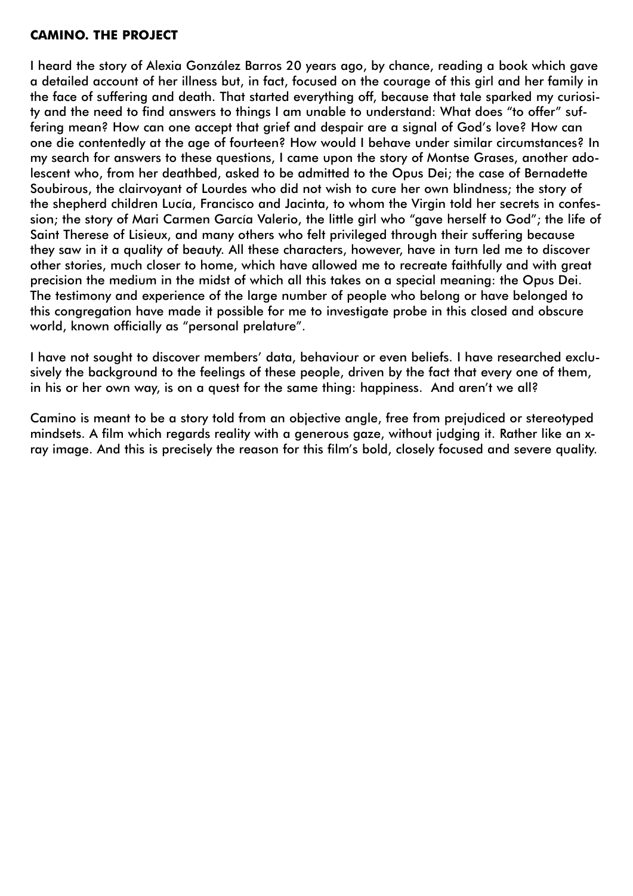**CAMINO. THE PROJECT**

I heard the story of Alexia González Barros 20 years ago, by chance, reading a book which gave a detailed account of her illness but, in fact, focused on the courage of this girl and her family in the face of suffering and death. That started everything off, because that tale sparked my curiosity and the need to find answers to things I am unable to understand: What does “to offer” suffering mean? How can one accept that grief and despair are a signal of God’s love? How can one die contentedly at the age of fourteen? How would I behave under similar circumstances? In my search for answers to these questions, I came upon the story of Montse Grases, another adolescent who, from her deathbed, asked to be admitted to the Opus Dei; the case of Bernadette Soubirous, the clairvoyant of Lourdes who did not wish to cure her own blindness; the story of the shepherd children Lucía, Francisco and Jacinta, to whom the Virgin told her secrets in confession; the story of Mari Carmen García Valerio, the little girl who “gave herself to God”; the life of Saint Therese of Lisieux, and many others who felt privileged through their suffering because they saw in it a quality of beauty. All these characters, however, have in turn led me to discover other stories, much closer to home, which have allowed me to recreate faithfully and with great precision the medium in the midst of which all this takes on a special meaning: the Opus Dei. The testimony and experience of the large number of people who belong or have belonged to this congregation have made it possible for me to investigate probe in this closed and obscure world, known officially as “personal prelature”.

I have not sought to discover members’ data, behaviour or even beliefs. I have researched exclusively the background to the feelings of these people, driven by the fact that every one of them, in his or her own way, is on a quest for the same thing: happiness. And aren’t we all?

Camino is meant to be a story told from an objective angle, free from prejudiced or stereotyped mindsets. A film which regards reality with a generous gaze, without judging it. Rather like an x-ray image. And this is precisely the reason for this film’s bold, closely focused and severe quality.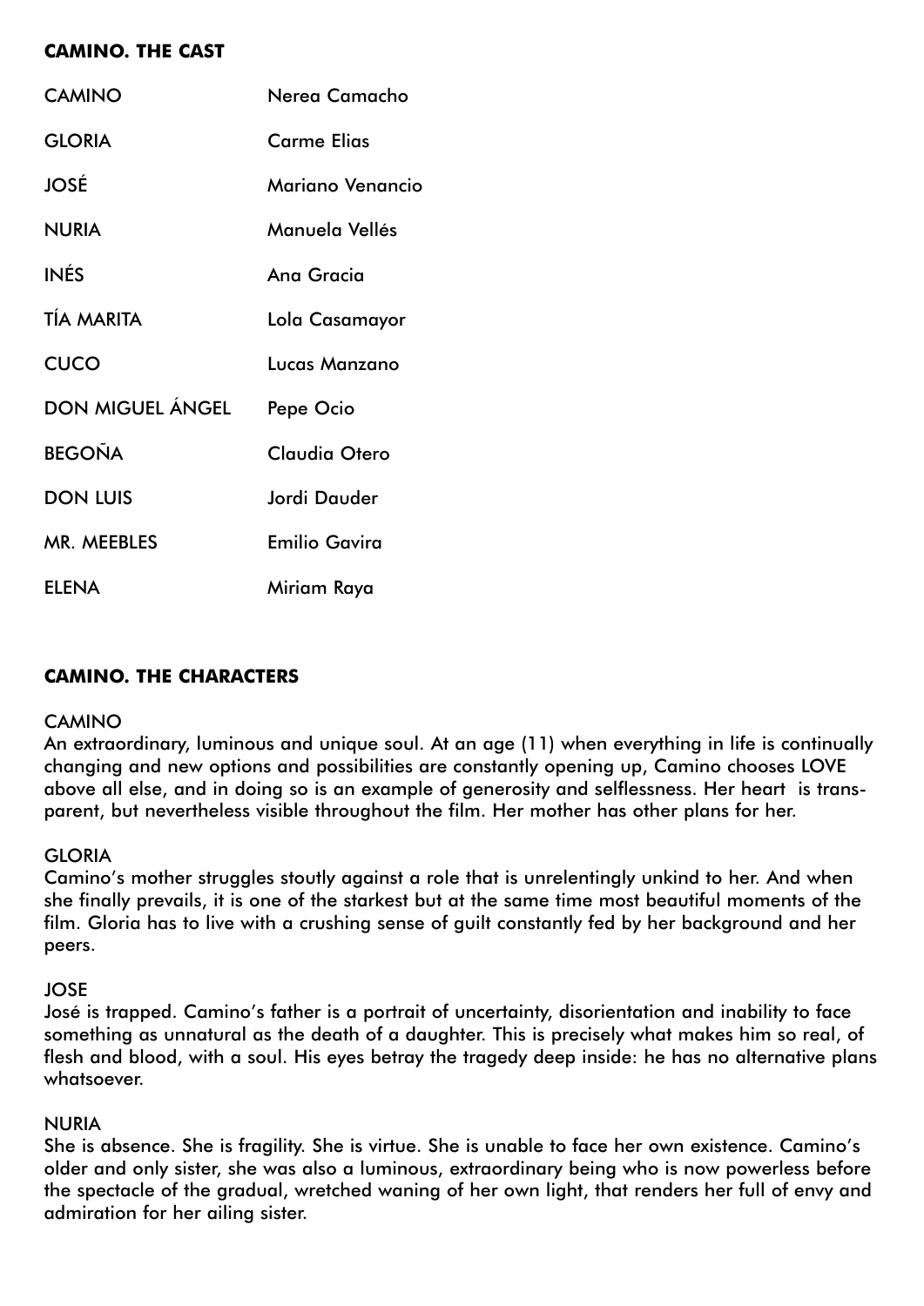## CAMINO. THE CAST

| | |
|---|---|
| CAMINO | Nerea Camacho |
| GLORIA | Carme Elias |
| JOSÉ | Mariano Venancio |
| NURIA | Manuela Vellés |
| INÉS | Ana Gracia |
| TÍA MARITA | Lola Casamayor |
| CUCO | Lucas Manzano |
| DON MIGUEL ÁNGEL | Pepe Ocio |
| BEGOÑA | Claudia Otero |
| DON LUIS | Jordi Dauder |
| MR. MEEBLES | Emilio Gavira |
| ELENA | Miriam Raya |

## CAMINO. THE CHARACTERS

### CAMINO

An extraordinary, luminous and unique soul. At an age (11) when everything in life is continually changing and new options and possibilities are constantly opening up, Camino chooses LOVE above all else, and in doing so is an example of generosity and selflessness. Her heart is transparent, but nevertheless visible throughout the film. Her mother has other plans for her.

### GLORIA

Camino's mother struggles stoutly against a role that is unrelentingly unkind to her. And when she finally prevails, it is one of the starkest but at the same time most beautiful moments of the film. Gloria has to live with a crushing sense of guilt constantly fed by her background and her peers.

### JOSE

José is trapped. Camino's father is a portrait of uncertainty, disorientation and inability to face something as unnatural as the death of a daughter. This is precisely what makes him so real, of flesh and blood, with a soul. His eyes betray the tragedy deep inside: he has no alternative plans whatsoever.

### NURIA

She is absence. She is fragility. She is virtue. She is unable to face her own existence. Camino's older and only sister, she was also a luminous, extraordinary being who is now powerless before the spectacle of the gradual, wretched waning of her own light, that renders her full of envy and admiration for her ailing sister.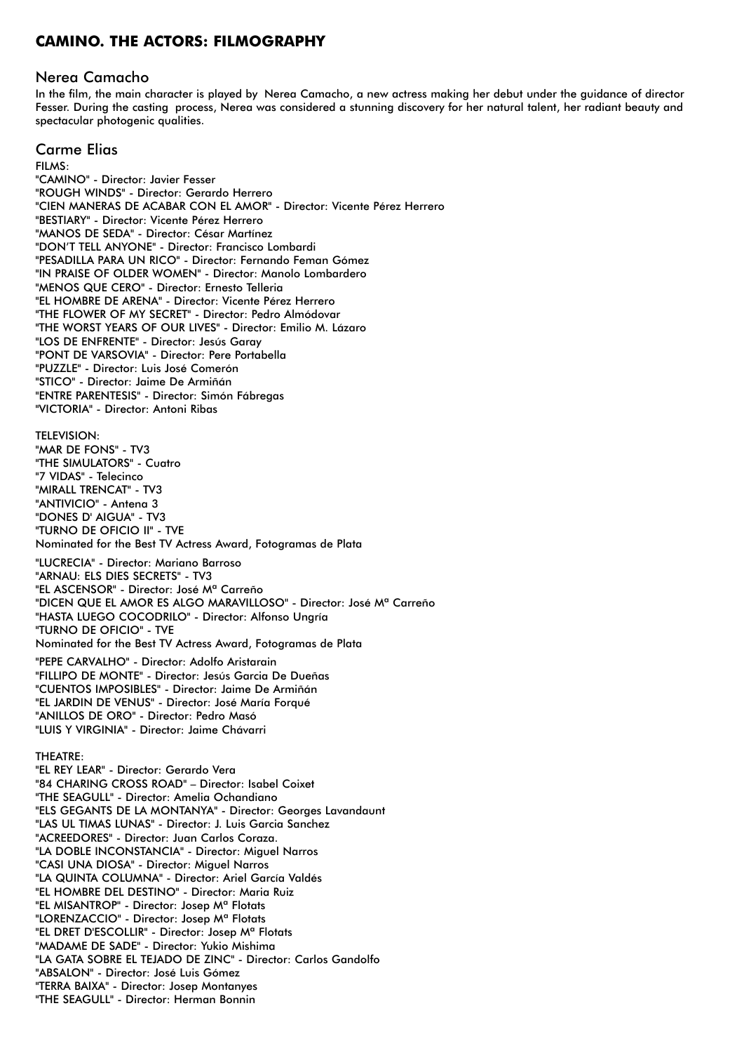# CAMINO. THE ACTORS: FILMOGRAPHY

## Nerea Camacho

In the film, the main character is played by Nerea Camacho, a new actress making her debut under the guidance of director Fesser. During the casting process, Nerea was considered a stunning discovery for her natural talent, her radiant beauty and spectacular photogenic qualities.

## Carme Elias

FILMS:

"CAMINO" - Director: Javier Fesser
"ROUGH WINDS" - Director: Gerardo Herrero
"CIEN MANERAS DE ACABAR CON EL AMOR" - Director: Vicente Pérez Herrero
"BESTIARY" - Director: Vicente Pérez Herrero
"MANOS DE SEDA" - Director: César Martínez
"DON'T TELL ANYONE" - Director: Francisco Lombardi
"PESADILLA PARA UN RICO" - Director: Fernando Feman Gómez
"IN PRAISE OF OLDER WOMEN" - Director: Manolo Lombardero
"MENOS QUE CERO" - Director: Ernesto Telleria
"EL HOMBRE DE ARENA" - Director: Vicente Pérez Herrero
"THE FLOWER OF MY SECRET" - Director: Pedro Almódovar
"THE WORST YEARS OF OUR LIVES" - Director: Emilio M. Lázaro
"LOS DE ENFRENTE" - Director: Jesús Garay
"PONT DE VARSOVIA" - Director: Pere Portabella
"PUZZLE" - Director: Luis José Comerón
"STICO" - Director: Jaime De Armiñán
"ENTRE PARENTESIS" - Director: Simón Fábregas
"VICTORIA" - Director: Antoni Ribas

TELEVISION:

"MAR DE FONS" - TV3
"THE SIMULATORS" - Cuatro
"7 VIDAS" - Telecinco
"MIRALL TRENCAT" - TV3
"ANTIVICIO" - Antena 3
"DONES D' AIGUA" - TV3
"TURNO DE OFICIO II" - TVE
Nominated for the Best TV Actress Award, Fotogramas de Plata

"LUCRECIA" - Director: Mariano Barroso
"ARNAU: ELS DIES SECRETS" - TV3
"EL ASCENSOR" - Director: José Mª Carreño
"DICEN QUE EL AMOR ES ALGO MARAVILLOSO" - Director: José Mª Carreño
"HASTA LUEGO COCODRILO" - Director: Alfonso Ungría
"TURNO DE OFICIO" - TVE
Nominated for the Best TV Actress Award, Fotogramas de Plata

"PEPE CARVALHO" - Director: Adolfo Aristarain
"FILLIPO DE MONTE" - Director: Jesús Garcia De Dueñas
"CUENTOS IMPOSIBLES" - Director: Jaime De Armiñán
"EL JARDIN DE VENUS" - Director: José María Forqué
"ANILLOS DE ORO" - Director: Pedro Masó
"LUIS Y VIRGINIA" - Director: Jaime Chávarri

THEATRE:

"EL REY LEAR" - Director: Gerardo Vera
"84 CHARING CROSS ROAD" – Director: Isabel Coixet
"THE SEAGULL" - Director: Amelia Ochandiano
"ELS GEGANTS DE LA MONTANYA" - Director: Georges Lavandaunt
"LAS UL TIMAS LUNAS" - Director: J. Luis Garcia Sanchez
"ACREEDORES" - Director: Juan Carlos Coraza.
"LA DOBLE INCONSTANCIA" - Director: Miguel Narros
"CASI UNA DIOSA" - Director: Miguel Narros
"LA QUINTA COLUMNA" - Director: Ariel García Valdés
"EL HOMBRE DEL DESTINO" - Director: Maria Ruiz
"EL MISANTROP" - Director: Josep Mª Flotats
"LORENZACCIO" - Director: Josep Mª Flotats
"EL DRET D'ESCOLLIR" - Director: Josep Mª Flotats
"MADAME DE SADE" - Director: Yukio Mishima
"LA GATA SOBRE EL TEJADO DE ZINC" - Director: Carlos Gandolfo
"ABSALON" - Director: José Luis Gómez
"TERRA BAIXA" - Director: Josep Montanyes
"THE SEAGULL" - Director: Herman Bonnin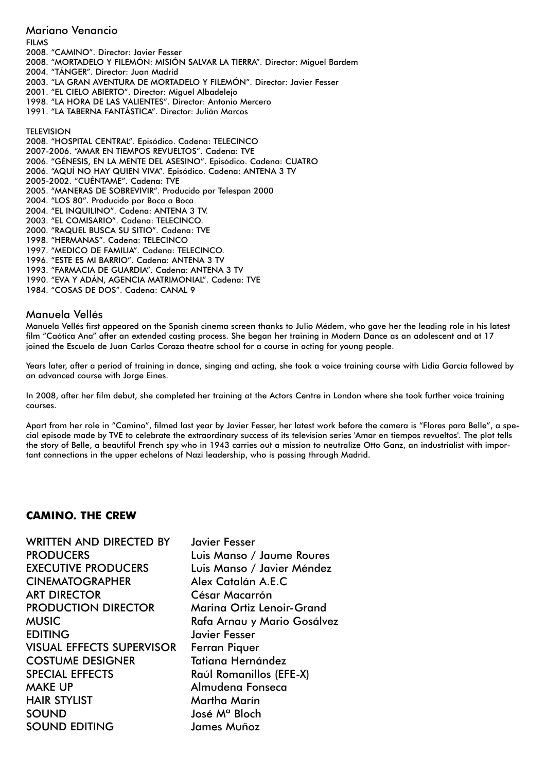## Mariano Venancio

FILMS

2008. "CAMINO". Director: Javier Fesser
2008. "MORTADELO Y FILEMÓN: MISIÓN SALVAR LA TIERRA". Director: Miguel Bardem
2004. "TÁNGER". Director: Juan Madrid
2003. "LA GRAN AVENTURA DE MORTADELO Y FILEMÓN". Director: Javier Fesser
2001. "EL CIELO ABIERTO". Director: Miguel Albadelejo
1998. "LA HORA DE LAS VALIENTES". Director: Antonio Mercero
1991. "LA TABERNA FANTÁSTICA". Director: Julián Marcos

TELEVISION

2008. "HOSPITAL CENTRAL". Episódico. Cadena: TELECINCO
2007-2006. "AMAR EN TIEMPOS REVUELTOS". Cadena: TVE
2006. "GÉNESIS, EN LA MENTE DEL ASESINO". Episódico. Cadena: CUATRO
2006. "AQUÍ NO HAY QUIEN VIVA". Episódico. Cadena: ANTENA 3 TV
2005-2002. "CUÉNTAME". Cadena: TVE
2005. "MANERAS DE SOBREVIVIR". Producido por Telespan 2000
2004. "LOS 80". Producido por Boca a Boca
2004. "EL INQUILINO". Cadena: ANTENA 3 TV.
2003. "EL COMISARIO". Cadena: TELECINCO.
2000. "RAQUEL BUSCA SU SITIO". Cadena: TVE
1998. "HERMANAS". Cadena: TELECINCO
1997. "MEDICO DE FAMILIA". Cadena: TELECINCO.
1996. "ESTE ES MI BARRIO". Cadena: ANTENA 3 TV
1993. "FARMACIA DE GUARDIA". Cadena: ANTENA 3 TV
1990. "EVA Y ADÁN, AGENCIA MATRIMONIAL". Cadena: TVE
1984. "COSAS DE DOS". Cadena: CANAL 9

## Manuela Vellés

Manuela Vellés first appeared on the Spanish cinema screen thanks to Julio Médem, who gave her the leading role in his latest film "Caótica Ana" after an extended casting process. She began her training in Modern Dance as an adolescent and at 17 joined the Escuela de Juan Carlos Coraza theatre school for a course in acting for young people.

Years later, after a period of training in dance, singing and acting, she took a voice training course with Lidia García followed by an advanced course with Jorge Eines.

In 2008, after her film debut, she completed her training at the Actors Centre in London where she took further voice training courses.

Apart from her role in "Camino", filmed last year by Javier Fesser, her latest work before the camera is "Flores para Belle", a special episode made by TVE to celebrate the extraordinary success of its television series 'Amar en tiempos revueltos'. The plot tells the story of Belle, a beautiful French spy who in 1943 carries out a mission to neutralize Otto Ganz, an industrialist with important connections in the upper echelons of Nazi leadership, who is passing through Madrid.

## CAMINO. THE CREW

| | |
|---|---|
| WRITTEN AND DIRECTED BY | Javier Fesser |
| PRODUCERS | Luis Manso / Jaume Roures |
| EXECUTIVE PRODUCERS | Luis Manso / Javier Méndez |
| CINEMATOGRAPHER | Alex Catalán A.E.C |
| ART DIRECTOR | César Macarrón |
| PRODUCTION DIRECTOR | Marina Ortiz Lenoir-Grand |
| MUSIC | Rafa Arnau y Mario Gosálvez |
| EDITING | Javier Fesser |
| VISUAL EFFECTS SUPERVISOR | Ferran Piquer |
| COSTUME DESIGNER | Tatiana Hernández |
| SPECIAL EFFECTS | Raúl Romanillos (EFE-X) |
| MAKE UP | Almudena Fonseca |
| HAIR STYLIST | Martha Marín |
| SOUND | José Mª Bloch |
| SOUND EDITING | James Muñoz |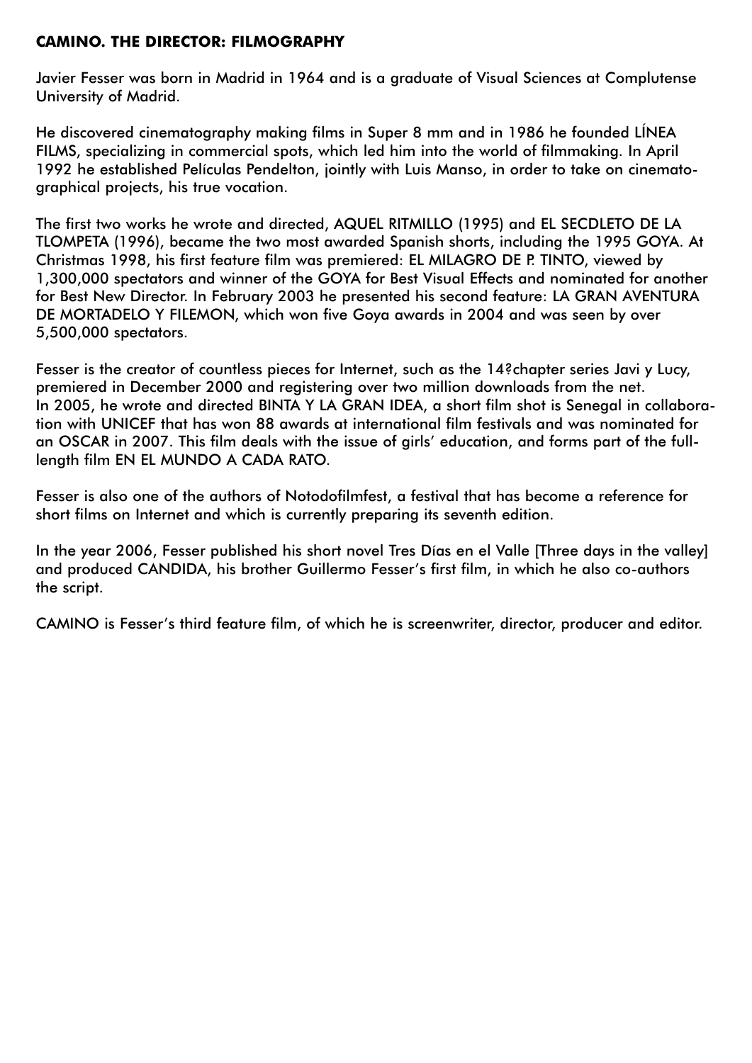**CAMINO. THE DIRECTOR: FILMOGRAPHY**

Javier Fesser was born in Madrid in 1964 and is a graduate of Visual Sciences at Complutense University of Madrid.

He discovered cinematography making films in Super 8 mm and in 1986 he founded LÍNEA FILMS, specializing in commercial spots, which led him into the world of filmmaking. In April 1992 he established Películas Pendelton, jointly with Luis Manso, in order to take on cinematographical projects, his true vocation.

The first two works he wrote and directed, AQUEL RITMILLO (1995) and EL SECDLETO DE LA TLOMPETA (1996), became the two most awarded Spanish shorts, including the 1995 GOYA. At Christmas 1998, his first feature film was premiered: EL MILAGRO DE P. TINTO, viewed by 1,300,000 spectators and winner of the GOYA for Best Visual Effects and nominated for another for Best New Director. In February 2003 he presented his second feature: LA GRAN AVENTURA DE MORTADELO Y FILEMON, which won five Goya awards in 2004 and was seen by over 5,500,000 spectators.

Fesser is the creator of countless pieces for Internet, such as the 14?chapter series Javi y Lucy, premiered in December 2000 and registering over two million downloads from the net. In 2005, he wrote and directed BINTA Y LA GRAN IDEA, a short film shot is Senegal in collaboration with UNICEF that has won 88 awards at international film festivals and was nominated for an OSCAR in 2007. This film deals with the issue of girls' education, and forms part of the full-length film EN EL MUNDO A CADA RATO.

Fesser is also one of the authors of Notodofilmfest, a festival that has become a reference for short films on Internet and which is currently preparing its seventh edition.

In the year 2006, Fesser published his short novel Tres Días en el Valle [Three days in the valley] and produced CANDIDA, his brother Guillermo Fesser's first film, in which he also co-authors the script.

CAMINO is Fesser's third feature film, of which he is screenwriter, director, producer and editor.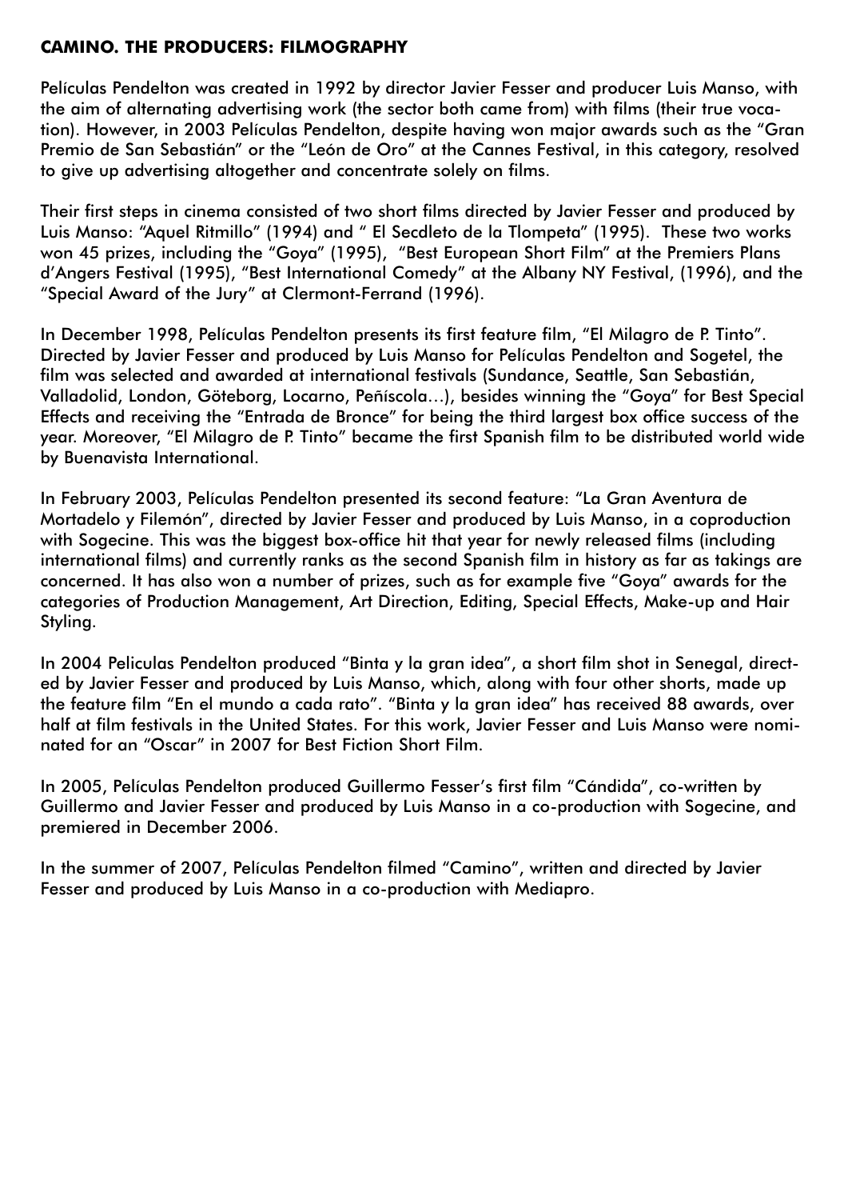## CAMINO. THE PRODUCERS: FILMOGRAPHY

Películas Pendelton was created in 1992 by director Javier Fesser and producer Luis Manso, with the aim of alternating advertising work (the sector both came from) with films (their true vocation). However, in 2003 Películas Pendelton, despite having won major awards such as the "Gran Premio de San Sebastián" or the "León de Oro" at the Cannes Festival, in this category, resolved to give up advertising altogether and concentrate solely on films.

Their first steps in cinema consisted of two short films directed by Javier Fesser and produced by Luis Manso: "Aquel Ritmillo" (1994) and " El Secdleto de la Tlompeta" (1995). These two works won 45 prizes, including the "Goya" (1995), "Best European Short Film" at the Premiers Plans d'Angers Festival (1995), "Best International Comedy" at the Albany NY Festival, (1996), and the "Special Award of the Jury" at Clermont-Ferrand (1996).

In December 1998, Películas Pendelton presents its first feature film, "El Milagro de P. Tinto". Directed by Javier Fesser and produced by Luis Manso for Películas Pendelton and Sogetel, the film was selected and awarded at international festivals (Sundance, Seattle, San Sebastián, Valladolid, London, Göteborg, Locarno, Peñíscola…), besides winning the "Goya" for Best Special Effects and receiving the "Entrada de Bronce" for being the third largest box office success of the year. Moreover, "El Milagro de P. Tinto" became the first Spanish film to be distributed world wide by Buenavista International.

In February 2003, Películas Pendelton presented its second feature: "La Gran Aventura de Mortadelo y Filemón", directed by Javier Fesser and produced by Luis Manso, in a coproduction with Sogecine. This was the biggest box-office hit that year for newly released films (including international films) and currently ranks as the second Spanish film in history as far as takings are concerned. It has also won a number of prizes, such as for example five "Goya" awards for the categories of Production Management, Art Direction, Editing, Special Effects, Make-up and Hair Styling.

In 2004 Peliculas Pendelton produced "Binta y la gran idea", a short film shot in Senegal, directed by Javier Fesser and produced by Luis Manso, which, along with four other shorts, made up the feature film "En el mundo a cada rato". "Binta y la gran idea" has received 88 awards, over half at film festivals in the United States. For this work, Javier Fesser and Luis Manso were nominated for an "Oscar" in 2007 for Best Fiction Short Film.

In 2005, Películas Pendelton produced Guillermo Fesser's first film "Cándida", co-written by Guillermo and Javier Fesser and produced by Luis Manso in a co-production with Sogecine, and premiered in December 2006.

In the summer of 2007, Películas Pendelton filmed "Camino", written and directed by Javier Fesser and produced by Luis Manso in a co-production with Mediapro.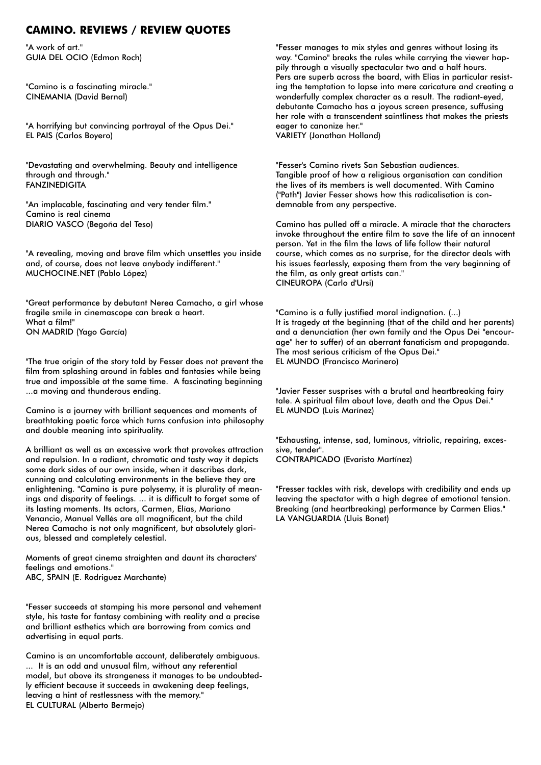## CAMINO. REVIEWS / REVIEW QUOTES

"A work of art."
GUIA DEL OCIO (Edmon Roch)

"Camino is a fascinating miracle."
CINEMANIA (David Bernal)

"A horrifying but convincing portrayal of the Opus Dei."
EL PAIS (Carlos Boyero)

"Devastating and overwhelming. Beauty and intelligence through and through."
FANZINEDIGITA

"An implacable, fascinating and very tender film."
Camino is real cinema
DIARIO VASCO (Begoña del Teso)

"A revealing, moving and brave film which unsettles you inside and, of course, does not leave anybody indifferent."
MUCHOCINE.NET (Pablo López)

"Great performance by debutant Nerea Camacho, a girl whose fragile smile in cinemascope can break a heart.
What a film!"
ON MADRID (Yago García)

"The true origin of the story told by Fesser does not prevent the film from splashing around in fables and fantasies while being true and impossible at the same time. A fascinating beginning ...a moving and thunderous ending.

Camino is a journey with brilliant sequences and moments of breathtaking poetic force which turns confusion into philosophy and double meaning into spirituality.

A brilliant as well as an excessive work that provokes attraction and repulsion. In a radiant, chromatic and tasty way it depicts some dark sides of our own inside, when it describes dark, cunning and calculating environments in the believe they are enlightening. "Camino is pure polysemy, it is plurality of meanings and disparity of feelings. ... it is difficult to forget some of its lasting moments. Its actors, Carmen, Elías, Mariano Venancio, Manuel Vellés are all magnificent, but the child Nerea Camacho is not only magnificent, but absolutely glorious, blessed and completely celestial.

Moments of great cinema straighten and daunt its characters' feelings and emotions."
ABC, SPAIN (E. Rodriguez Marchante)

"Fesser succeeds at stamping his more personal and vehement style, his taste for fantasy combining with reality and a precise and brilliant esthetics which are borrowing from comics and advertising in equal parts.

Camino is an uncomfortable account, deliberately ambiguous. ... It is an odd and unusual film, without any referential model, but above its strangeness it manages to be undoubtedly efficient because it succeeds in awakening deep feelings, leaving a hint of restlessness with the memory."
EL CULTURAL (Alberto Bermejo)

"Fesser manages to mix styles and genres without losing its way. "Camino" breaks the rules while carrying the viewer happily through a visually spectacular two and a half hours. Pers are superb across the board, with Elias in particular resisting the temptation to lapse into mere caricature and creating a wonderfully complex character as a result. The radiant-eyed, debutante Camacho has a joyous screen presence, suffusing her role with a transcendent saintliness that makes the priests eager to canonize her."
VARIETY (Jonathan Holland)

"Fesser's Camino rivets San Sebastian audiences.
Tangible proof of how a religious organisation can condition the lives of its members is well documented. With Camino ("Path") Javier Fesser shows how this radicalisation is condemnable from any perspective.

Camino has pulled off a miracle. A miracle that the characters invoke throughout the entire film to save the life of an innocent person. Yet in the film the laws of life follow their natural course, which comes as no surprise, for the director deals with his issues fearlessly, exposing them from the very beginning of the film, as only great artists can."
CINEUROPA (Carlo d'Ursi)

"Camino is a fully justified moral indignation. (...)
It is tragedy at the beginning (that of the child and her parents) and a denunciation (her own family and the Opus Dei "encourage" her to suffer) of an aberrant fanaticism and propaganda. The most serious criticism of the Opus Dei."
EL MUNDO (Francisco Marinero)

"Javier Fesser susprises with a brutal and heartbreaking fairy tale. A spiritual film about love, death and the Opus Dei."
EL MUNDO (Luis Marínez)

"Exhausting, intense, sad, luminous, vitriolic, repairing, excessive, tender".
CONTRAPICADO (Evaristo Martínez)

"Fresser tackles with risk, develops with credibility and ends up leaving the spectator with a high degree of emotional tension. Breaking (and heartbreaking) performance by Carmen Elias."
LA VANGUARDIA (Lluis Bonet)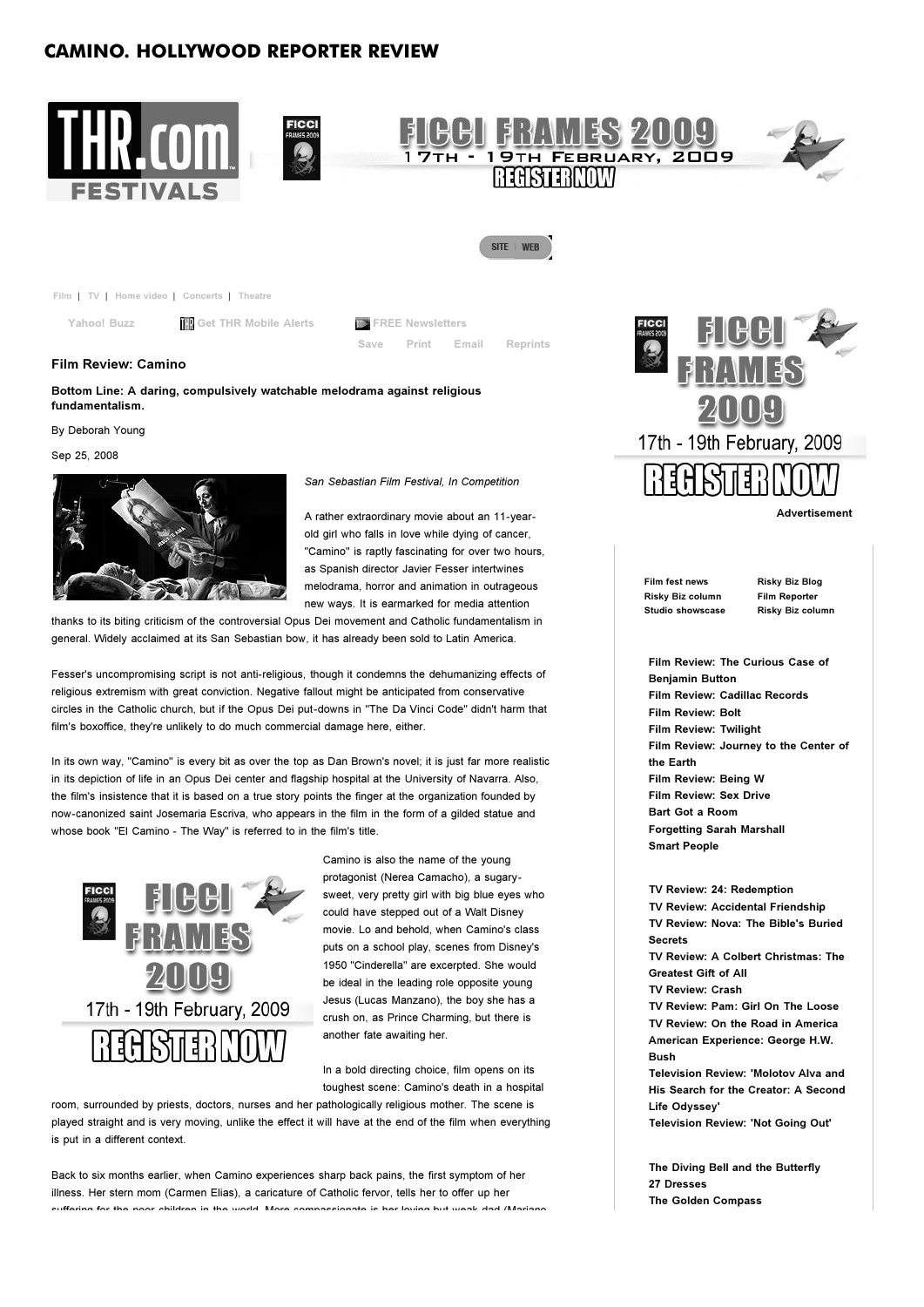# CAMINO. HOLLYWOOD REPORTER REVIEW

Film | TV | Home video | Concerts | Theatre

Yahoo! Buzz Get THR Mobile Alerts FREE Newsletters

Save Print Email Reprints

## Film Review: Camino

**Bottom Line: A daring, compulsively watchable melodrama against religious fundamentalism.**

By Deborah Young

Sep 25, 2008

*San Sebastian Film Festival, In Competition*

A rather extraordinary movie about an 11-year-old girl who falls in love while dying of cancer, "Camino" is raptly fascinating for over two hours, as Spanish director Javier Fesser intertwines melodrama, horror and animation in outrageous new ways. It is earmarked for media attention thanks to its biting criticism of the controversial Opus Dei movement and Catholic fundamentalism in general. Widely acclaimed at its San Sebastian bow, it has already been sold to Latin America.

Fesser's uncompromising script is not anti-religious, though it condemns the dehumanizing effects of religious extremism with great conviction. Negative fallout might be anticipated from conservative circles in the Catholic church, but if the Opus Dei put-downs in "The Da Vinci Code" didn't harm that film's boxoffice, they're unlikely to do much commercial damage here, either.

In its own way, "Camino" is every bit as over the top as Dan Brown's novel; it is just far more realistic in its depiction of life in an Opus Dei center and flagship hospital at the University of Navarra. Also, the film's insistence that it is based on a true story points the finger at the organization founded by now-canonized saint Josemaria Escriva, who appears in the film in the form of a gilded statue and whose book "El Camino - The Way" is referred to in the film's title.

Camino is also the name of the young protagonist (Nerea Camacho), a sugary-sweet, very pretty girl with big blue eyes who could have stepped out of a Walt Disney movie. Lo and behold, when Camino's class puts on a school play, scenes from Disney's 1950 "Cinderella" are excerpted. She would be ideal in the leading role opposite young Jesus (Lucas Manzano), the boy she has a crush on, as Prince Charming, but there is another fate awaiting her.

In a bold directing choice, film opens on its toughest scene: Camino's death in a hospital room, surrounded by priests, doctors, nurses and her pathologically religious mother. The scene is played straight and is very moving, unlike the effect it will have at the end of the film when everything is put in a different context.

Back to six months earlier, when Camino experiences sharp back pains, the first symptom of her illness. Her stern mom (Carmen Elias), a caricature of Catholic fervor, tells her to offer up her suffering for the poor children in the world. More compassionate is her loving but weak dad (Mariano

---

Advertisement

Film fest news
Risky Biz column
Studio showcase
Risky Biz Blog
Film Reporter
Risky Biz column

**Film Review: The Curious Case of Benjamin Button**
**Film Review: Cadillac Records**
**Film Review: Bolt**
**Film Review: Twilight**
**Film Review: Journey to the Center of the Earth**
**Film Review: Being W**
**Film Review: Sex Drive**
**Bart Got a Room**
**Forgetting Sarah Marshall**
**Smart People**

**TV Review: 24: Redemption**
**TV Review: Accidental Friendship**
**TV Review: Nova: The Bible's Buried Secrets**
**TV Review: A Colbert Christmas: The Greatest Gift of All**
**TV Review: Crash**
**TV Review: Pam: Girl On The Loose**
**TV Review: On the Road in America**
**American Experience: George H.W. Bush**
**Television Review: 'Molotov Alva and His Search for the Creator: A Second Life Odyssey'**
**Television Review: 'Not Going Out'**

**The Diving Bell and the Butterfly**
**27 Dresses**
**The Golden Compass**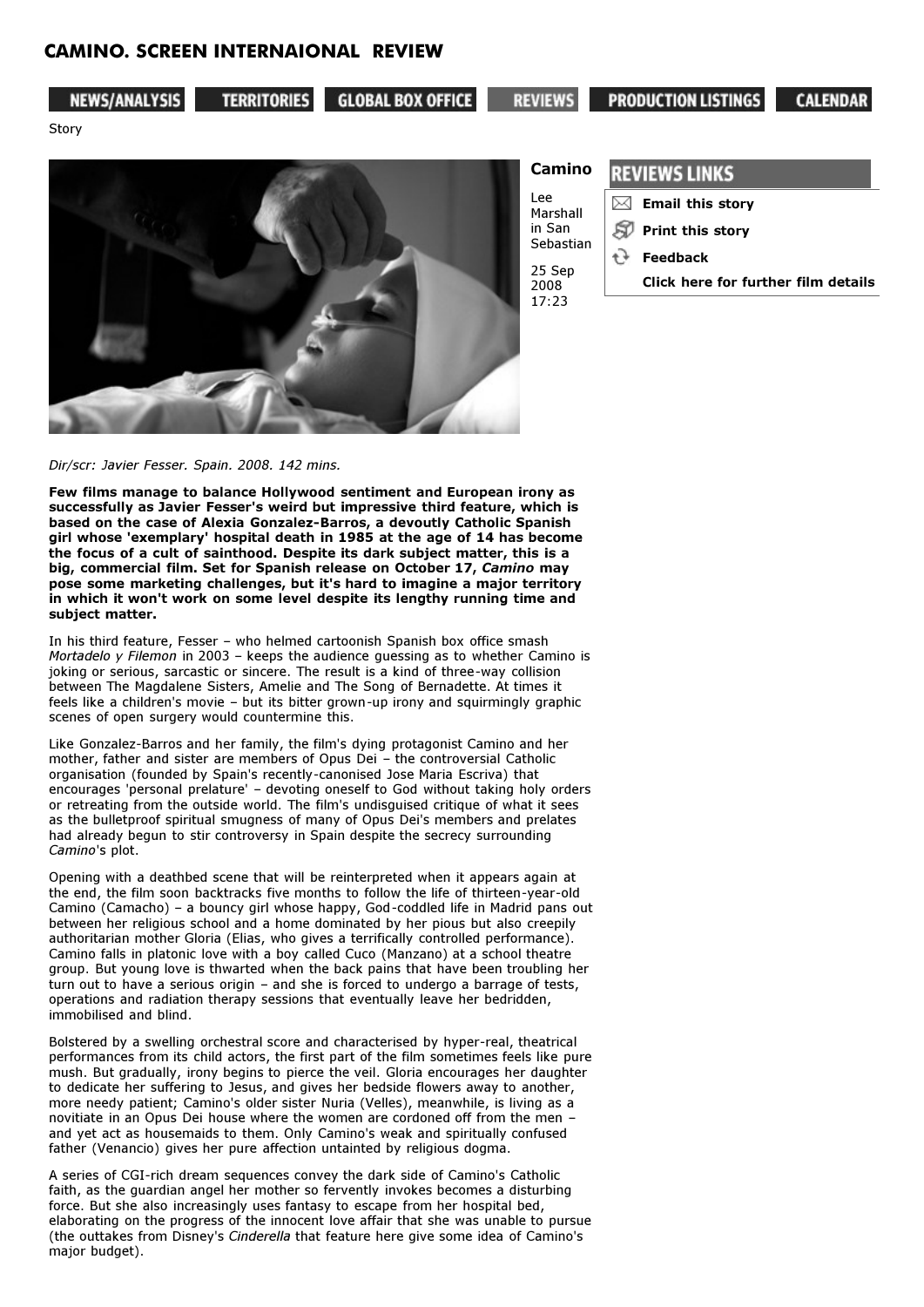# CAMINO. SCREEN INTERNAIONAL REVIEW

NEWS/ANALYSIS | TERRITORIES | GLOBAL BOX OFFICE | REVIEWS | PRODUCTION LISTINGS | CALENDAR

Story

## Camino

Lee Marshall in San Sebastian

25 Sep 2008 17:23

**REVIEWS LINKS**

- **Email this story**
- **Print this story**
- **Feedback**
- **Click here for further film details**

*Dir/scr: Javier Fesser. Spain. 2008. 142 mins.*

**Few films manage to balance Hollywood sentiment and European irony as successfully as Javier Fesser's weird but impressive third feature, which is based on the case of Alexia Gonzalez-Barros, a devoutly Catholic Spanish girl whose 'exemplary' hospital death in 1985 at the age of 14 has become the focus of a cult of sainthood. Despite its dark subject matter, this is a big, commercial film. Set for Spanish release on October 17, *Camino* may pose some marketing challenges, but it's hard to imagine a major territory in which it won't work on some level despite its lengthy running time and subject matter.**

In his third feature, Fesser – who helmed cartoonish Spanish box office smash *Mortadelo y Filemon* in 2003 – keeps the audience guessing as to whether Camino is joking or serious, sarcastic or sincere. The result is a kind of three-way collision between The Magdalene Sisters, Amelie and The Song of Bernadette. At times it feels like a children's movie – but its bitter grown-up irony and squirmingly graphic scenes of open surgery would countermine this.

Like Gonzalez-Barros and her family, the film's dying protagonist Camino and her mother, father and sister are members of Opus Dei – the controversial Catholic organisation (founded by Spain's recently-canonised Jose Maria Escriva) that encourages 'personal prelature' – devoting oneself to God without taking holy orders or retreating from the outside world. The film's undisguised critique of what it sees as the bulletproof spiritual smugness of many of Opus Dei's members and prelates had already begun to stir controversy in Spain despite the secrecy surrounding *Camino*'s plot.

Opening with a deathbed scene that will be reinterpreted when it appears again at the end, the film soon backtracks five months to follow the life of thirteen-year-old Camino (Camacho) – a bouncy girl whose happy, God-coddled life in Madrid pans out between her religious school and a home dominated by her pious but also creepily authoritarian mother Gloria (Elias, who gives a terrifically controlled performance). Camino falls in platonic love with a boy called Cuco (Manzano) at a school theatre group. But young love is thwarted when the back pains that have been troubling her turn out to have a serious origin – and she is forced to undergo a barrage of tests, operations and radiation therapy sessions that eventually leave her bedridden, immobilised and blind.

Bolstered by a swelling orchestral score and characterised by hyper-real, theatrical performances from its child actors, the first part of the film sometimes feels like pure mush. But gradually, irony begins to pierce the veil. Gloria encourages her daughter to dedicate her suffering to Jesus, and gives her bedside flowers away to another, more needy patient; Camino's older sister Nuria (Velles), meanwhile, is living as a novitiate in an Opus Dei house where the women are cordoned off from the men – and yet act as housemaids to them. Only Camino's weak and spiritually confused father (Venancio) gives her pure affection untainted by religious dogma.

A series of CGI-rich dream sequences convey the dark side of Camino's Catholic faith, as the guardian angel her mother so fervently invokes becomes a disturbing force. But she also increasingly uses fantasy to escape from her hospital bed, elaborating on the progress of the innocent love affair that she was unable to pursue (the outtakes from Disney's *Cinderella* that feature here give some idea of Camino's major budget).